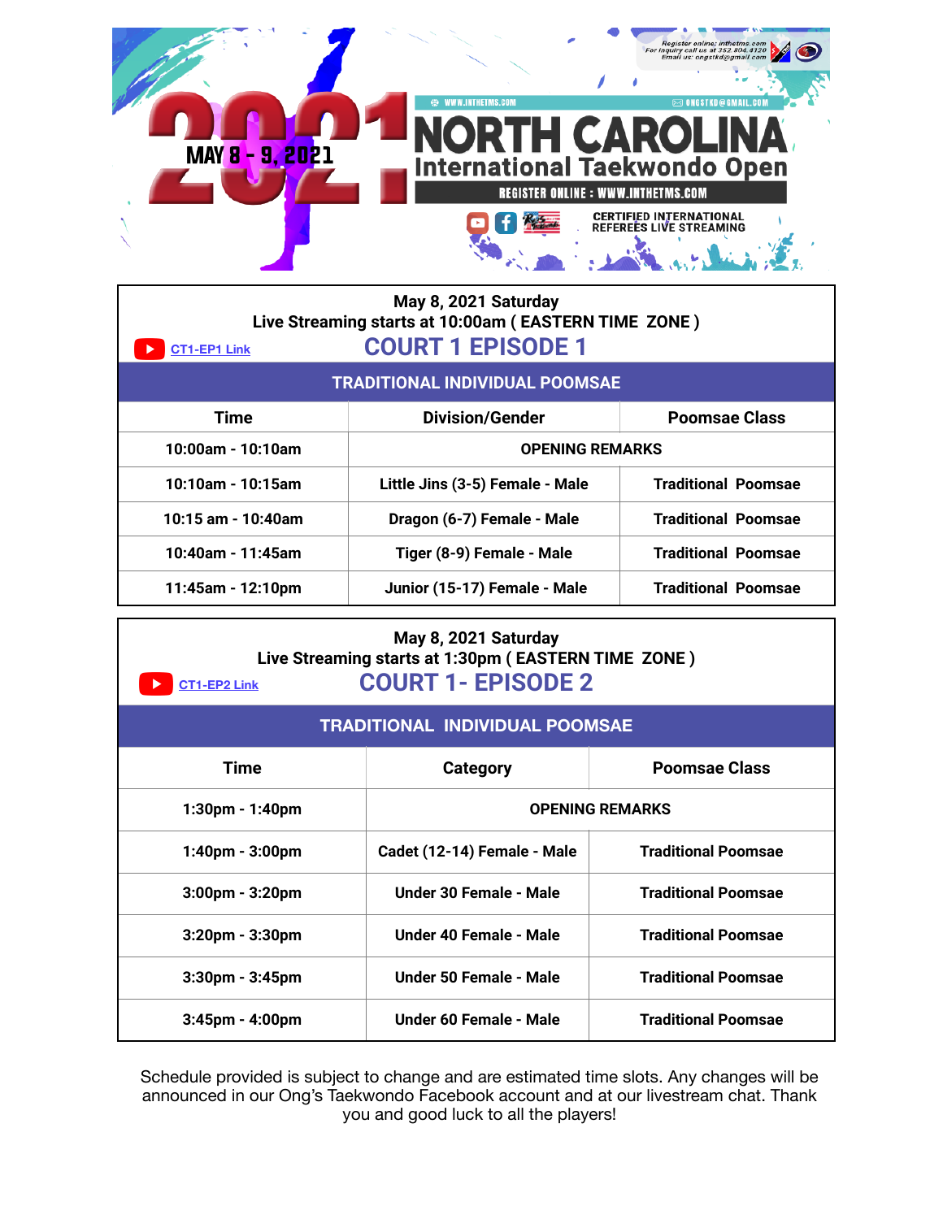# 2021 NORTH CAROLINA International Taekwondo Open

MAY 8 - 9, 2021

Register online: inthetms.com
For inquiry call us at 352.804.4120
Email us: ongstkd@gmail.com

WWW.INTHETMS.COM | ONGSTKD@GMAIL.COM

REGISTER ONLINE : WWW.INTHETMS.COM

CERTIFIED INTERNATIONAL REFEREES LIVE STREAMING

---

**May 8, 2021 Saturday**
**Live Streaming starts at 10:00am ( EASTERN TIME ZONE )**

CT1-EP1 Link

## COURT 1 EPISODE 1

**TRADITIONAL INDIVIDUAL POOMSAE**

| Time | Division/Gender | Poomsae Class |
| --- | --- | --- |
| 10:00am - 10:10am | OPENING REMARKS | |
| 10:10am - 10:15am | Little Jins (3-5) Female - Male | Traditional Poomsae |
| 10:15 am - 10:40am | Dragon (6-7) Female - Male | Traditional Poomsae |
| 10:40am - 11:45am | Tiger (8-9) Female - Male | Traditional Poomsae |
| 11:45am - 12:10pm | Junior (15-17) Female - Male | Traditional Poomsae |

**May 8, 2021 Saturday**
**Live Streaming starts at 1:30pm ( EASTERN TIME ZONE )**

CT1-EP2 Link

## COURT 1- EPISODE 2

**TRADITIONAL INDIVIDUAL POOMSAE**

| Time | Category | Poomsae Class |
| --- | --- | --- |
| 1:30pm - 1:40pm | OPENING REMARKS | |
| 1:40pm - 3:00pm | Cadet (12-14) Female - Male | Traditional Poomsae |
| 3:00pm - 3:20pm | Under 30 Female - Male | Traditional Poomsae |
| 3:20pm - 3:30pm | Under 40 Female - Male | Traditional Poomsae |
| 3:30pm - 3:45pm | Under 50 Female - Male | Traditional Poomsae |
| 3:45pm - 4:00pm | Under 60 Female - Male | Traditional Poomsae |

Schedule provided is subject to change and are estimated time slots. Any changes will be announced in our Ong's Taekwondo Facebook account and at our livestream chat. Thank you and good luck to all the players!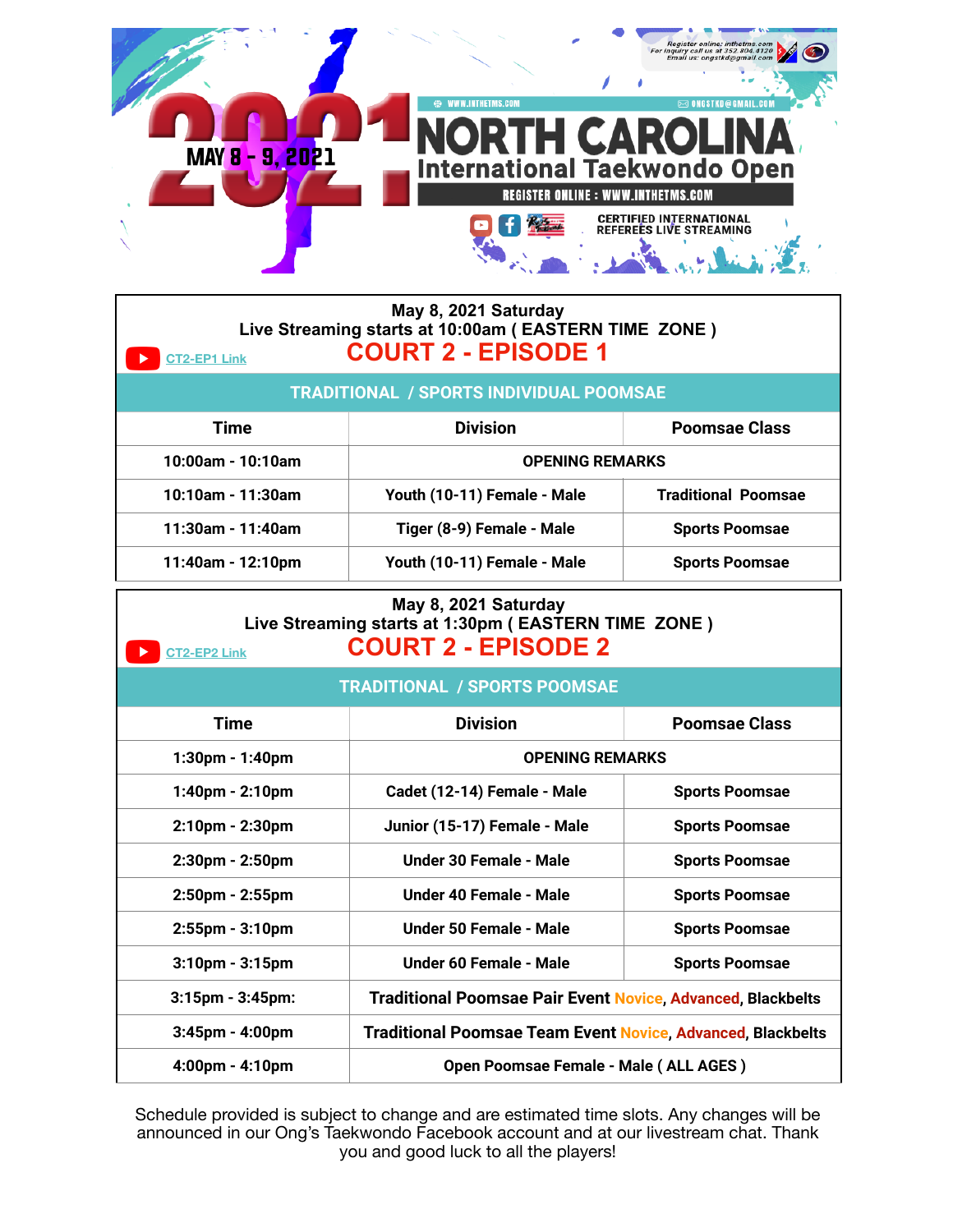Register online: inthetms.com
For inquiry call us at 352.804.4120
Email us: ongstkd@gmail.com

WWW.INTHETMS.COM

ONGSTKD@GMAIL.COM

# 2021

MAY 8 - 9, 2021

# NORTH CAROLINA

## International Taekwondo Open

REGISTER ONLINE : WWW.INTHETMS.COM

CERTIFIED INTERNATIONAL REFEREES LIVE STREAMING

May 8, 2021 Saturday
Live Streaming starts at 10:00am ( EASTERN TIME ZONE )

CT2-EP1 Link

## COURT 2 - EPISODE 1

**TRADITIONAL / SPORTS INDIVIDUAL POOMSAE**

| Time | Division | Poomsae Class |
|---|---|---|
| 10:00am - 10:10am | OPENING REMARKS | |
| 10:10am - 11:30am | Youth (10-11) Female - Male | Traditional Poomsae |
| 11:30am - 11:40am | Tiger (8-9) Female - Male | Sports Poomsae |
| 11:40am - 12:10pm | Youth (10-11) Female - Male | Sports Poomsae |

May 8, 2021 Saturday
Live Streaming starts at 1:30pm ( EASTERN TIME ZONE )

CT2-EP2 Link

## COURT 2 - EPISODE 2

**TRADITIONAL / SPORTS POOMSAE**

| Time | Division | Poomsae Class |
|---|---|---|
| 1:30pm - 1:40pm | OPENING REMARKS | |
| 1:40pm - 2:10pm | Cadet (12-14) Female - Male | Sports Poomsae |
| 2:10pm - 2:30pm | Junior (15-17) Female - Male | Sports Poomsae |
| 2:30pm - 2:50pm | Under 30 Female - Male | Sports Poomsae |
| 2:50pm - 2:55pm | Under 40 Female - Male | Sports Poomsae |
| 2:55pm - 3:10pm | Under 50 Female - Male | Sports Poomsae |
| 3:10pm - 3:15pm | Under 60 Female - Male | Sports Poomsae |
| 3:15pm - 3:45pm: | Traditional Poomsae Pair Event Novice, Advanced, Blackbelts | |
| 3:45pm - 4:00pm | Traditional Poomsae Team Event Novice, Advanced, Blackbelts | |
| 4:00pm - 4:10pm | Open Poomsae Female - Male ( ALL AGES ) | |

Schedule provided is subject to change and are estimated time slots. Any changes will be announced in our Ong's Taekwondo Facebook account and at our livestream chat. Thank you and good luck to all the players!